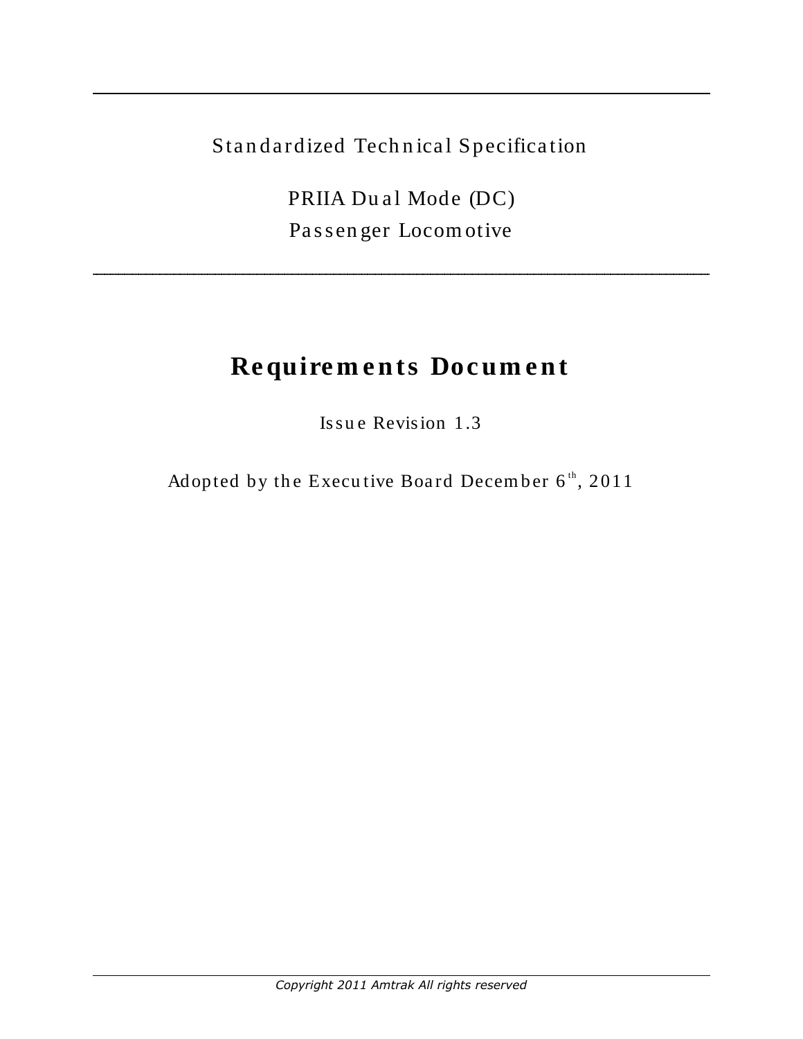Standardized Technical Specification

PRIIA Dual Mode (DC)
Passenger Locomotive

# Requirements Document

Issue Revision 1.3

Adopted by the Executive Board December 6th, 2011

*Copyright 2011 Amtrak All rights reserved*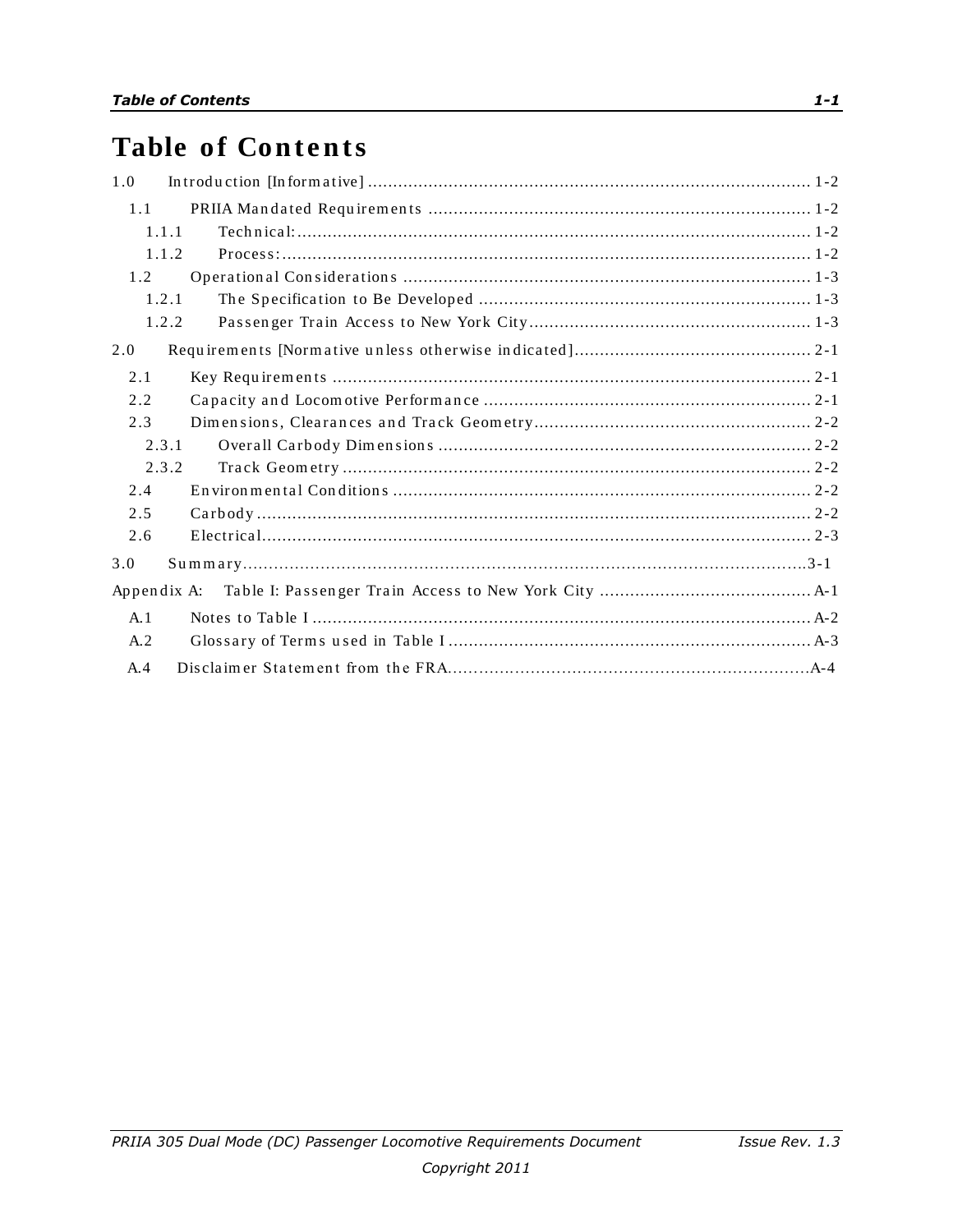# Table of Contents

1.0 Introduction [Informative] ........................................................................................ 1-2

- 1.1 PRIIA Mandated Requirements ............................................................................ 1-2
  - 1.1.1 Technical:........................................................................................................ 1-2
  - 1.1.2 Process:........................................................................................................... 1-2
- 1.2 Operational Considerations ................................................................................. 1-3
  - 1.2.1 The Specification to Be Developed .................................................................. 1-3
  - 1.2.2 Passenger Train Access to New York City........................................................ 1-3

2.0 Requirements [Normative unless otherwise indicated]............................................... 2-1

- 2.1 Key Requirements ............................................................................................... 2-1
- 2.2 Capacity and Locomotive Performance ................................................................. 2-1
- 2.3 Dimensions, Clearances and Track Geometry....................................................... 2-2
  - 2.3.1 Overall Carbody Dimensions ........................................................................... 2-2
  - 2.3.2 Track Geometry .............................................................................................. 2-2
- 2.4 Environmental Conditions ................................................................................... 2-2
- 2.5 Carbody .............................................................................................................. 2-2
- 2.6 Electrical............................................................................................................. 2-3

3.0 Summary.....................................................................................................................3-1

Appendix A: Table I: Passenger Train Access to New York City .......................................... A-1

- A.1 Notes to Table I ................................................................................................... A-2
- A.2 Glossary of Terms used in Table I ........................................................................ A-3
- A.4 Disclaimer Statement from the FRA......................................................................A-4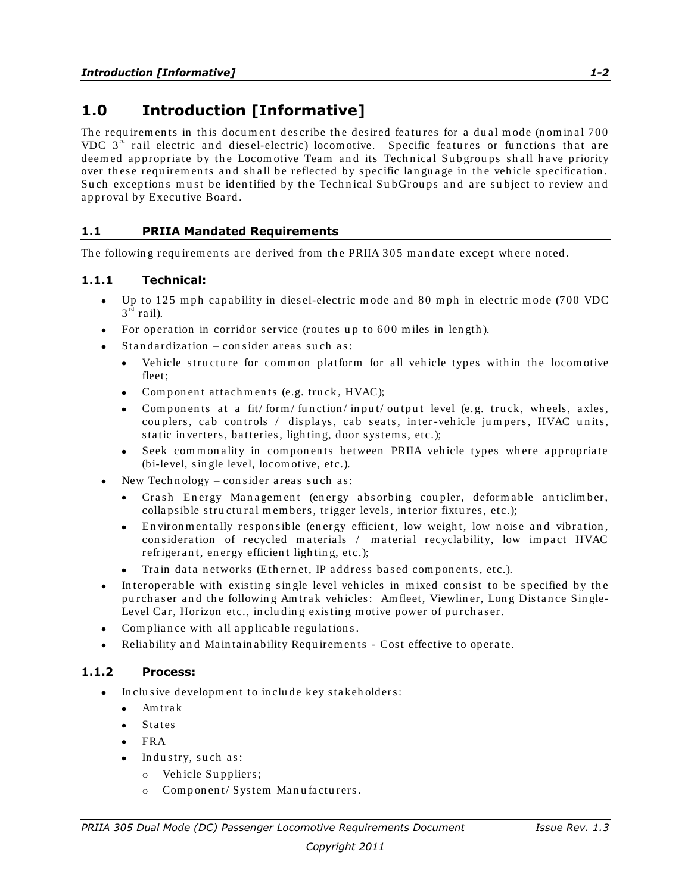# 1.0 Introduction [Informative]

The requirements in this document describe the desired features for a dual mode (nominal 700 VDC 3[rd] rail electric and diesel-electric) locomotive. Specific features or functions that are deemed appropriate by the Locomotive Team and its Technical Subgroups shall have priority over these requirements and shall be reflected by specific language in the vehicle specification. Such exceptions must be identified by the Technical SubGroups and are subject to review and approval by Executive Board.

## 1.1 PRIIA Mandated Requirements

The following requirements are derived from the PRIIA 305 mandate except where noted.

### 1.1.1 Technical:

- Up to 125 mph capability in diesel-electric mode and 80 mph in electric mode (700 VDC 3[rd] rail).
- For operation in corridor service (routes up to 600 miles in length).
- Standardization – consider areas such as:
  - Vehicle structure for common platform for all vehicle types within the locomotive fleet;
  - Component attachments (e.g. truck, HVAC);
  - Components at a fit/form/function/input/output level (e.g. truck, wheels, axles, couplers, cab controls / displays, cab seats, inter-vehicle jumpers, HVAC units, static inverters, batteries, lighting, door systems, etc.);
  - Seek commonality in components between PRIIA vehicle types where appropriate (bi-level, single level, locomotive, etc.).
- New Technology – consider areas such as:
  - Crash Energy Management (energy absorbing coupler, deformable anticlimber, collapsible structural members, trigger levels, interior fixtures, etc.);
  - Environmentally responsible (energy efficient, low weight, low noise and vibration, consideration of recycled materials / material recyclability, low impact HVAC refrigerant, energy efficient lighting, etc.);
  - Train data networks (Ethernet, IP address based components, etc.).
- Interoperable with existing single level vehicles in mixed consist to be specified by the purchaser and the following Amtrak vehicles: Amfleet, Viewliner, Long Distance Single-Level Car, Horizon etc., including existing motive power of purchaser.
- Compliance with all applicable regulations.
- Reliability and Maintainability Requirements - Cost effective to operate.

### 1.1.2 Process:

- Inclusive development to include key stakeholders:
  - Amtrak
  - States
  - FRA
  - Industry, such as:
    - Vehicle Suppliers;
    - Component/System Manufacturers.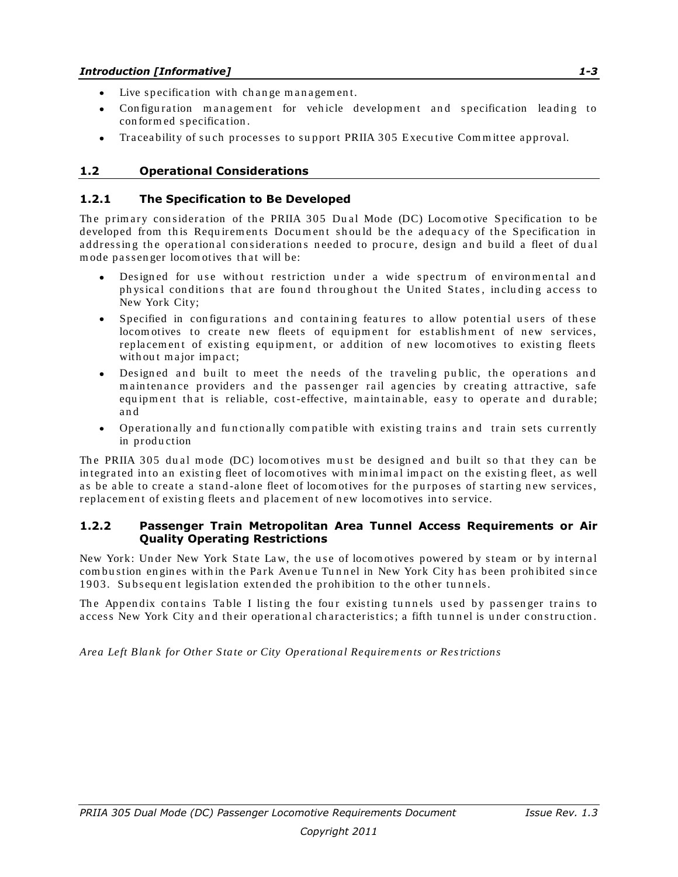- Live specification with change management.
- Configuration management for vehicle development and specification leading to conformed specification.
- Traceability of such processes to support PRIIA 305 Executive Committee approval.

## 1.2 Operational Considerations

### 1.2.1 The Specification to Be Developed

The primary consideration of the PRIIA 305 Dual Mode (DC) Locomotive Specification to be developed from this Requirements Document should be the adequacy of the Specification in addressing the operational considerations needed to procure, design and build a fleet of dual mode passenger locomotives that will be:

- Designed for use without restriction under a wide spectrum of environmental and physical conditions that are found throughout the United States, including access to New York City;
- Specified in configurations and containing features to allow potential users of these locomotives to create new fleets of equipment for establishment of new services, replacement of existing equipment, or addition of new locomotives to existing fleets without major impact;
- Designed and built to meet the needs of the traveling public, the operations and maintenance providers and the passenger rail agencies by creating attractive, safe equipment that is reliable, cost-effective, maintainable, easy to operate and durable; and
- Operationally and functionally compatible with existing trains and train sets currently in production

The PRIIA 305 dual mode (DC) locomotives must be designed and built so that they can be integrated into an existing fleet of locomotives with minimal impact on the existing fleet, as well as be able to create a stand-alone fleet of locomotives for the purposes of starting new services, replacement of existing fleets and placement of new locomotives into service.

### 1.2.2 Passenger Train Metropolitan Area Tunnel Access Requirements or Air Quality Operating Restrictions

New York: Under New York State Law, the use of locomotives powered by steam or by internal combustion engines within the Park Avenue Tunnel in New York City has been prohibited since 1903. Subsequent legislation extended the prohibition to the other tunnels.

The Appendix contains Table I listing the four existing tunnels used by passenger trains to access New York City and their operational characteristics; a fifth tunnel is under construction.

*Area Left Blank for Other State or City Operational Requirements or Restrictions*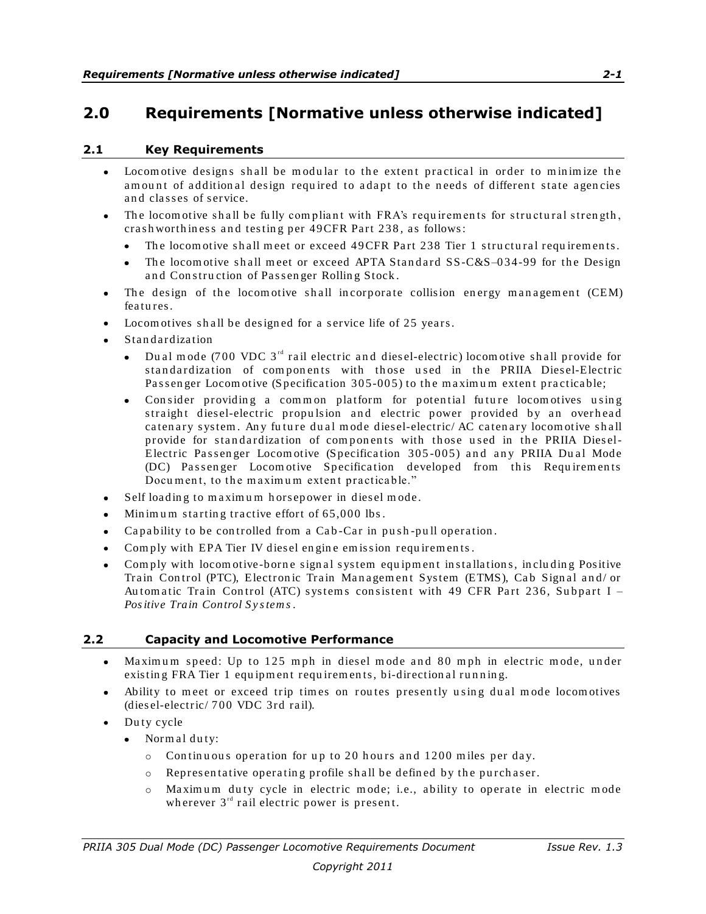# 2.0 Requirements [Normative unless otherwise indicated]

## 2.1 Key Requirements

- Locomotive designs shall be modular to the extent practical in order to minimize the amount of additional design required to adapt to the needs of different state agencies and classes of service.
- The locomotive shall be fully compliant with FRA's requirements for structural strength, crashworthiness and testing per 49CFR Part 238, as follows:
  - The locomotive shall meet or exceed 49CFR Part 238 Tier 1 structural requirements.
  - The locomotive shall meet or exceed APTA Standard SS-C&S–034-99 for the Design and Construction of Passenger Rolling Stock.
- The design of the locomotive shall incorporate collision energy management (CEM) features.
- Locomotives shall be designed for a service life of 25 years.
- Standardization
  - Dual mode (700 VDC 3rd rail electric and diesel-electric) locomotive shall provide for standardization of components with those used in the PRIIA Diesel-Electric Passenger Locomotive (Specification 305-005) to the maximum extent practicable;
  - Consider providing a common platform for potential future locomotives using straight diesel-electric propulsion and electric power provided by an overhead catenary system. Any future dual mode diesel-electric/ AC catenary locomotive shall provide for standardization of components with those used in the PRIIA Diesel-Electric Passenger Locomotive (Specification 305-005) and any PRIIA Dual Mode (DC) Passenger Locomotive Specification developed from this Requirements Document, to the maximum extent practicable."
- Self loading to maximum horsepower in diesel mode.
- Minimum starting tractive effort of 65,000 lbs.
- Capability to be controlled from a Cab-Car in push-pull operation.
- Comply with EPA Tier IV diesel engine emission requirements.
- Comply with locomotive-borne signal system equipment installations, including Positive Train Control (PTC), Electronic Train Management System (ETMS), Cab Signal and/ or Automatic Train Control (ATC) systems consistent with 49 CFR Part 236, Subpart I – *Positive Train Control Systems*.

## 2.2 Capacity and Locomotive Performance

- Maximum speed: Up to 125 mph in diesel mode and 80 mph in electric mode, under existing FRA Tier 1 equipment requirements, bi-directional running.
- Ability to meet or exceed trip times on routes presently using dual mode locomotives (diesel-electric/ 700 VDC 3rd rail).
- Duty cycle
  - Normal duty:
    - Continuous operation for up to 20 hours and 1200 miles per day.
    - Representative operating profile shall be defined by the purchaser.
    - Maximum duty cycle in electric mode; i.e., ability to operate in electric mode wherever 3rd rail electric power is present.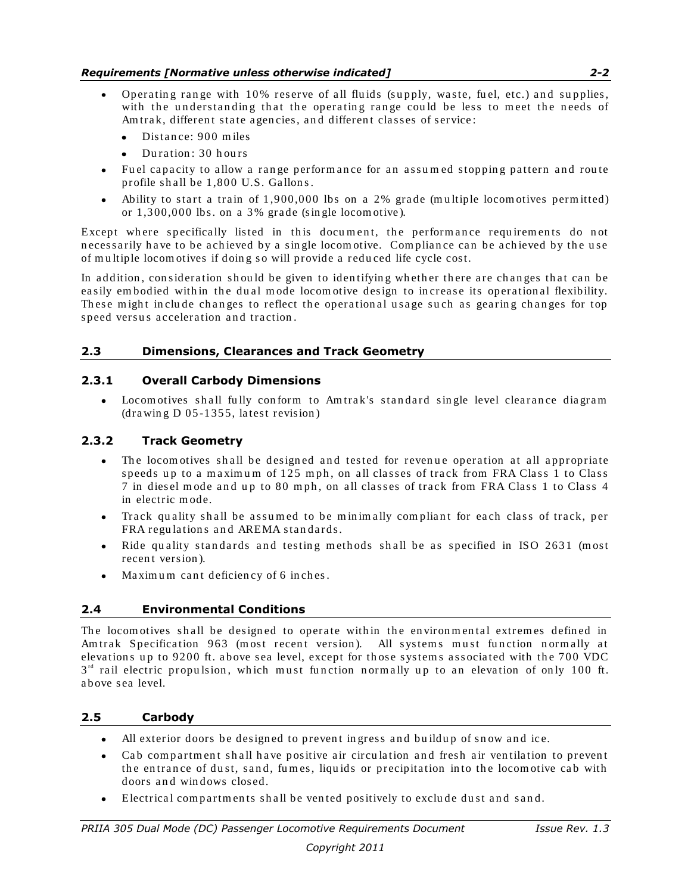- Operating range with 10% reserve of all fluids (supply, waste, fuel, etc.) and supplies, with the understanding that the operating range could be less to meet the needs of Amtrak, different state agencies, and different classes of service:
  - Distance: 900 miles
  - Duration: 30 hours
- Fuel capacity to allow a range performance for an assumed stopping pattern and route profile shall be 1,800 U.S. Gallons.
- Ability to start a train of 1,900,000 lbs on a 2% grade (multiple locomotives permitted) or 1,300,000 lbs. on a 3% grade (single locomotive).

Except where specifically listed in this document, the performance requirements do not necessarily have to be achieved by a single locomotive. Compliance can be achieved by the use of multiple locomotives if doing so will provide a reduced life cycle cost.

In addition, consideration should be given to identifying whether there are changes that can be easily embodied within the dual mode locomotive design to increase its operational flexibility. These might include changes to reflect the operational usage such as gearing changes for top speed versus acceleration and traction.

## 2.3 Dimensions, Clearances and Track Geometry

### 2.3.1 Overall Carbody Dimensions

- Locomotives shall fully conform to Amtrak's standard single level clearance diagram (drawing D 05-1355, latest revision)

### 2.3.2 Track Geometry

- The locomotives shall be designed and tested for revenue operation at all appropriate speeds up to a maximum of 125 mph, on all classes of track from FRA Class 1 to Class 7 in diesel mode and up to 80 mph, on all classes of track from FRA Class 1 to Class 4 in electric mode.
- Track quality shall be assumed to be minimally compliant for each class of track, per FRA regulations and AREMA standards.
- Ride quality standards and testing methods shall be as specified in ISO 2631 (most recent version).
- Maximum cant deficiency of 6 inches.

## 2.4 Environmental Conditions

The locomotives shall be designed to operate within the environmental extremes defined in Amtrak Specification 963 (most recent version). All systems must function normally at elevations up to 9200 ft. above sea level, except for those systems associated with the 700 VDC 3rd rail electric propulsion, which must function normally up to an elevation of only 100 ft. above sea level.

## 2.5 Carbody

- All exterior doors be designed to prevent ingress and buildup of snow and ice.
- Cab compartment shall have positive air circulation and fresh air ventilation to prevent the entrance of dust, sand, fumes, liquids or precipitation into the locomotive cab with doors and windows closed.
- Electrical compartments shall be vented positively to exclude dust and sand.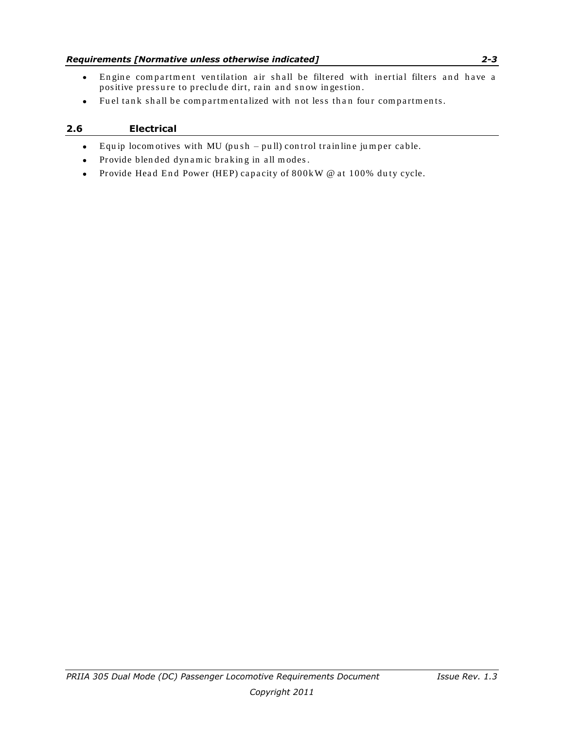- Engine compartment ventilation air shall be filtered with inertial filters and have a positive pressure to preclude dirt, rain and snow ingestion.
- Fuel tank shall be compartmentalized with not less than four compartments.

## 2.6 Electrical

- Equip locomotives with MU (push – pull) control trainline jumper cable.
- Provide blended dynamic braking in all modes.
- Provide Head End Power (HEP) capacity of 800kW @ at 100% duty cycle.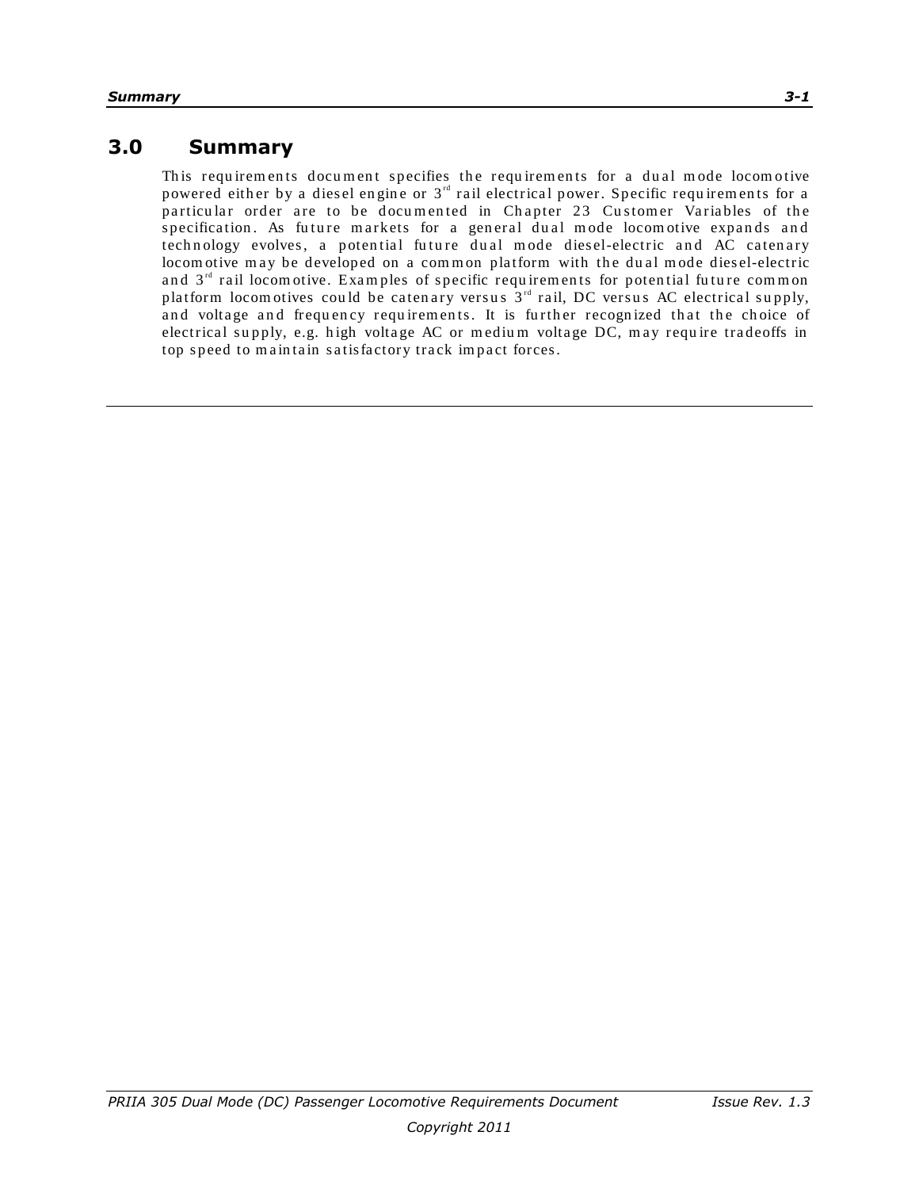# 3.0 Summary

This requirements document specifies the requirements for a dual mode locomotive powered either by a diesel engine or 3rd rail electrical power. Specific requirements for a particular order are to be documented in Chapter 23 Customer Variables of the specification. As future markets for a general dual mode locomotive expands and technology evolves, a potential future dual mode diesel-electric and AC catenary locomotive may be developed on a common platform with the dual mode diesel-electric and 3rd rail locomotive. Examples of specific requirements for potential future common platform locomotives could be catenary versus 3rd rail, DC versus AC electrical supply, and voltage and frequency requirements. It is further recognized that the choice of electrical supply, e.g. high voltage AC or medium voltage DC, may require tradeoffs in top speed to maintain satisfactory track impact forces.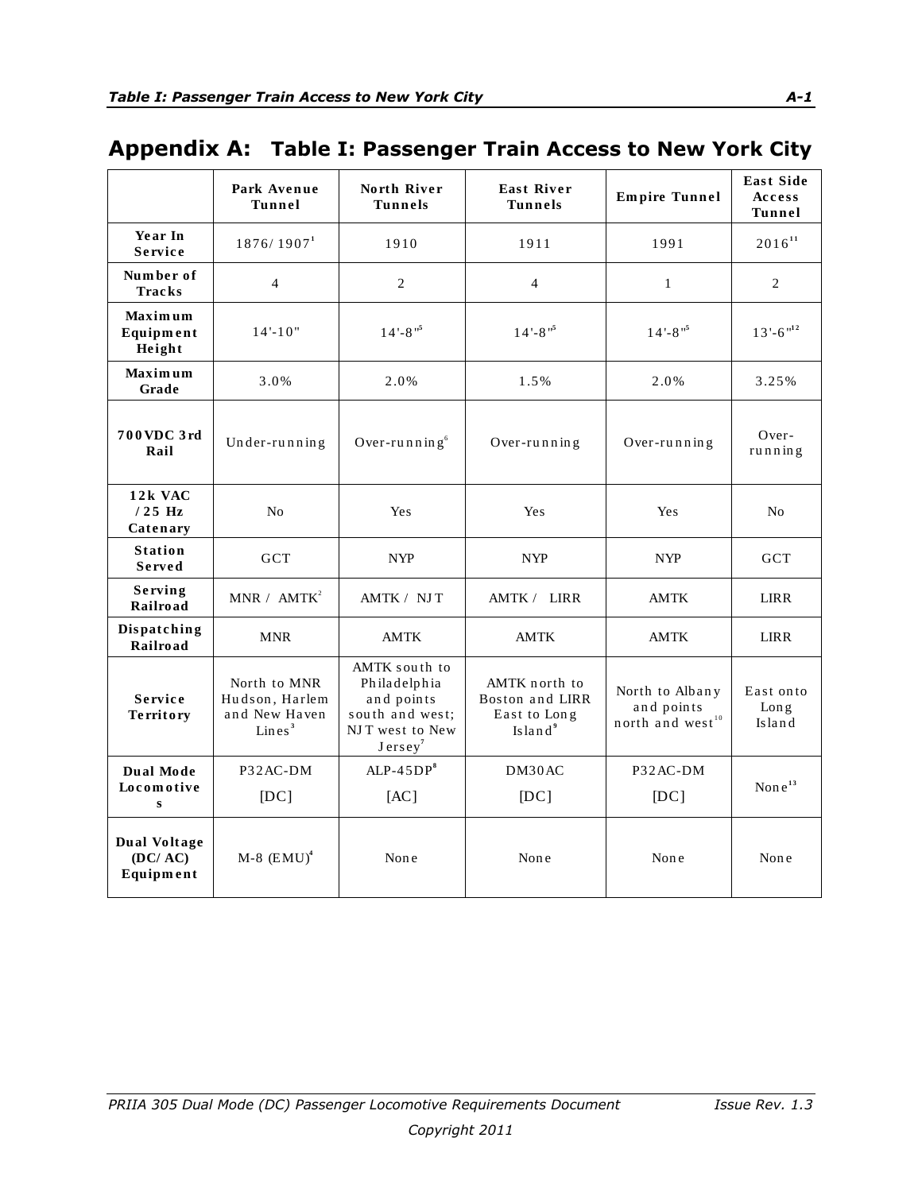# Appendix A: Table I: Passenger Train Access to New York City

| | Park Avenue Tunnel | North River Tunnels | East River Tunnels | Empire Tunnel | East Side Access Tunnel |
|---|---|---|---|---|---|
| **Year In Service** | 1876/1907[1] | 1910 | 1911 | 1991 | 2016[11] |
| **Number of Tracks** | 4 | 2 | 4 | 1 | 2 |
| **Maximum Equipment Height** | 14'-10" | 14'-8"[5] | 14'-8"[5] | 14'-8"[5] | 13'-6"[12] |
| **Maximum Grade** | 3.0% | 2.0% | 1.5% | 2.0% | 3.25% |
| **700VDC 3rd Rail** | Under-running | Over-running[6] | Over-running | Over-running | Over-running |
| **12k VAC / 25 Hz Catenary** | No | Yes | Yes | Yes | No |
| **Station Served** | GCT | NYP | NYP | NYP | GCT |
| **Serving Railroad** | MNR / AMTK[2] | AMTK / NJT | AMTK / LIRR | AMTK | LIRR |
| **Dispatching Railroad** | MNR | AMTK | AMTK | AMTK | LIRR |
| **Service Territory** | North to MNR Hudson, Harlem and New Haven Lines[3] | AMTK south to Philadelphia and points south and west; NJT west to New Jersey[7] | AMTK north to Boston and LIRR East to Long Island[9] | North to Albany and points north and west[10] | East onto Long Island |
| **Dual Mode Locomotives** | P32AC-DM [DC] | ALP-45DP[8] [AC] | DM30AC [DC] | P32AC-DM [DC] | None[13] |
| **Dual Voltage (DC/AC) Equipment** | M-8 (EMU)[4] | None | None | None | None |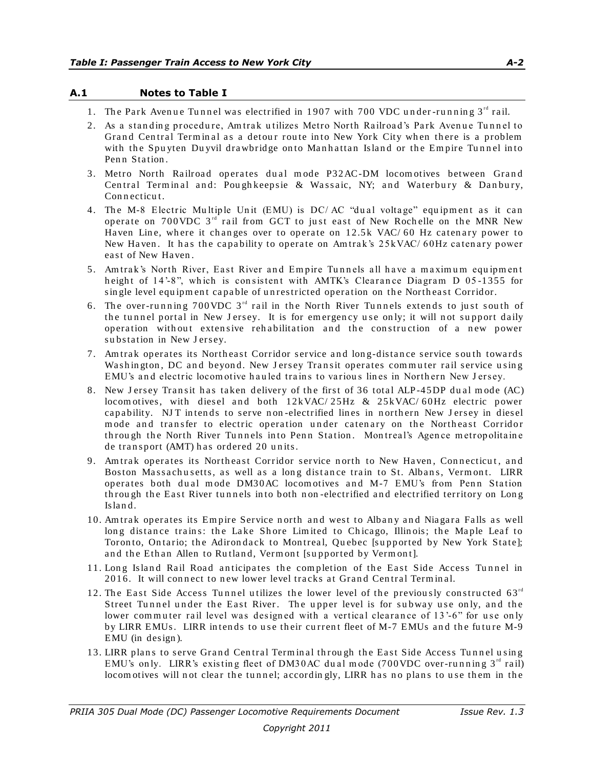## A.1 Notes to Table I

1. The Park Avenue Tunnel was electrified in 1907 with 700 VDC under-running 3rd rail.
2. As a standing procedure, Amtrak utilizes Metro North Railroad's Park Avenue Tunnel to Grand Central Terminal as a detour route into New York City when there is a problem with the Spuyten Duyvil drawbridge onto Manhattan Island or the Empire Tunnel into Penn Station.
3. Metro North Railroad operates dual mode P32AC-DM locomotives between Grand Central Terminal and: Poughkeepsie & Wassaic, NY; and Waterbury & Danbury, Connecticut.
4. The M-8 Electric Multiple Unit (EMU) is DC/AC "dual voltage" equipment as it can operate on 700VDC 3rd rail from GCT to just east of New Rochelle on the MNR New Haven Line, where it changes over to operate on 12.5k VAC/60 Hz catenary power to New Haven. It has the capability to operate on Amtrak's 25kVAC/60Hz catenary power east of New Haven.
5. Amtrak's North River, East River and Empire Tunnels all have a maximum equipment height of 14'-8", which is consistent with AMTK's Clearance Diagram D 05-1355 for single level equipment capable of unrestricted operation on the Northeast Corridor.
6. The over-running 700VDC 3rd rail in the North River Tunnels extends to just south of the tunnel portal in New Jersey. It is for emergency use only; it will not support daily operation without extensive rehabilitation and the construction of a new power substation in New Jersey.
7. Amtrak operates its Northeast Corridor service and long-distance service south towards Washington, DC and beyond. New Jersey Transit operates commuter rail service using EMU's and electric locomotive hauled trains to various lines in Northern New Jersey.
8. New Jersey Transit has taken delivery of the first of 36 total ALP-45DP dual mode (AC) locomotives, with diesel and both 12kVAC/25Hz & 25kVAC/60Hz electric power capability. NJT intends to serve non-electrified lines in northern New Jersey in diesel mode and transfer to electric operation under catenary on the Northeast Corridor through the North River Tunnels into Penn Station. Montreal's Agence metropolitaine de transport (AMT) has ordered 20 units.
9. Amtrak operates its Northeast Corridor service north to New Haven, Connecticut, and Boston Massachusetts, as well as a long distance train to St. Albans, Vermont. LIRR operates both dual mode DM30AC locomotives and M-7 EMU's from Penn Station through the East River tunnels into both non-electrified and electrified territory on Long Island.
10. Amtrak operates its Empire Service north and west to Albany and Niagara Falls as well long distance trains: the Lake Shore Limited to Chicago, Illinois; the Maple Leaf to Toronto, Ontario; the Adirondack to Montreal, Quebec [supported by New York State]; and the Ethan Allen to Rutland, Vermont [supported by Vermont].
11. Long Island Rail Road anticipates the completion of the East Side Access Tunnel in 2016. It will connect to new lower level tracks at Grand Central Terminal.
12. The East Side Access Tunnel utilizes the lower level of the previously constructed 63rd Street Tunnel under the East River. The upper level is for subway use only, and the lower commuter rail level was designed with a vertical clearance of 13'-6" for use only by LIRR EMUs. LIRR intends to use their current fleet of M-7 EMUs and the future M-9 EMU (in design).
13. LIRR plans to serve Grand Central Terminal through the East Side Access Tunnel using EMU's only. LIRR's existing fleet of DM30AC dual mode (700VDC over-running 3rd rail) locomotives will not clear the tunnel; accordingly, LIRR has no plans to use them in the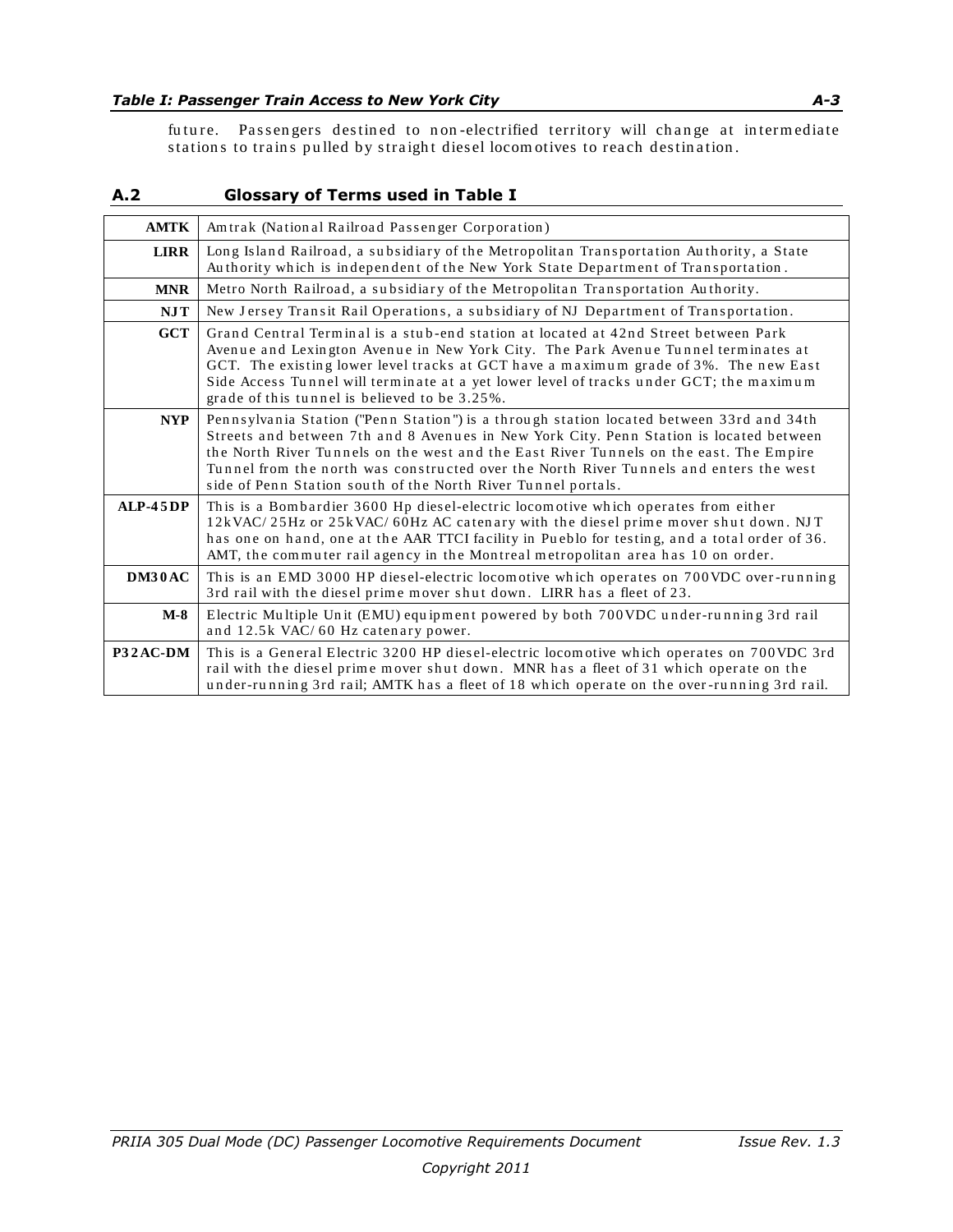future. Passengers destined to non-electrified territory will change at intermediate stations to trains pulled by straight diesel locomotives to reach destination.

## A.2 Glossary of Terms used in Table I

| | |
|---|---|
| **AMTK** | Amtrak (National Railroad Passenger Corporation) |
| **LIRR** | Long Island Railroad, a subsidiary of the Metropolitan Transportation Authority, a State Authority which is independent of the New York State Department of Transportation. |
| **MNR** | Metro North Railroad, a subsidiary of the Metropolitan Transportation Authority. |
| **NJT** | New Jersey Transit Rail Operations, a subsidiary of NJ Department of Transportation. |
| **GCT** | Grand Central Terminal is a stub-end station at located at 42nd Street between Park Avenue and Lexington Avenue in New York City. The Park Avenue Tunnel terminates at GCT. The existing lower level tracks at GCT have a maximum grade of 3%. The new East Side Access Tunnel will terminate at a yet lower level of tracks under GCT; the maximum grade of this tunnel is believed to be 3.25%. |
| **NYP** | Pennsylvania Station ("Penn Station") is a through station located between 33rd and 34th Streets and between 7th and 8 Avenues in New York City. Penn Station is located between the North River Tunnels on the west and the East River Tunnels on the east. The Empire Tunnel from the north was constructed over the North River Tunnels and enters the west side of Penn Station south of the North River Tunnel portals. |
| **ALP-45DP** | This is a Bombardier 3600 Hp diesel-electric locomotive which operates from either 12kVAC/25Hz or 25kVAC/60Hz AC catenary with the diesel prime mover shut down. NJT has one on hand, one at the AAR TTCI facility in Pueblo for testing, and a total order of 36. AMT, the commuter rail agency in the Montreal metropolitan area has 10 on order. |
| **DM30AC** | This is an EMD 3000 HP diesel-electric locomotive which operates on 700VDC over-running 3rd rail with the diesel prime mover shut down. LIRR has a fleet of 23. |
| **M-8** | Electric Multiple Unit (EMU) equipment powered by both 700VDC under-running 3rd rail and 12.5k VAC/60 Hz catenary power. |
| **P32AC-DM** | This is a General Electric 3200 HP diesel-electric locomotive which operates on 700VDC 3rd rail with the diesel prime mover shut down. MNR has a fleet of 31 which operate on the under-running 3rd rail; AMTK has a fleet of 18 which operate on the over-running 3rd rail. |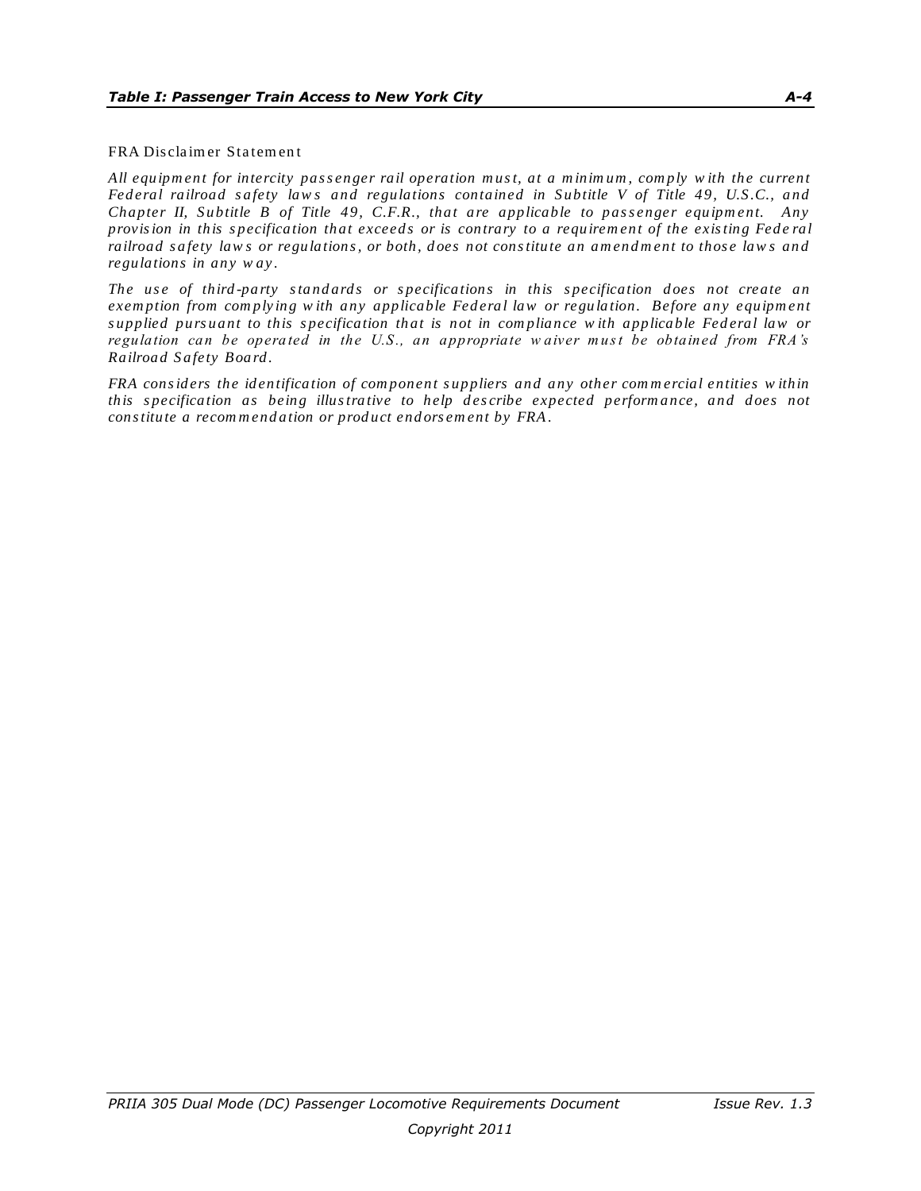FRA Disclaimer Statement

*All equipment for intercity passenger rail operation must, at a minimum, comply with the current Federal railroad safety laws and regulations contained in Subtitle V of Title 49, U.S.C., and Chapter II, Subtitle B of Title 49, C.F.R., that are applicable to passenger equipment. Any provision in this specification that exceeds or is contrary to a requirement of the existing Federal railroad safety laws or regulations, or both, does not constitute an amendment to those laws and regulations in any way.*

*The use of third-party standards or specifications in this specification does not create an exemption from complying with any applicable Federal law or regulation. Before any equipment supplied pursuant to this specification that is not in compliance with applicable Federal law or regulation can be operated in the U.S., an appropriate waiver must be obtained from FRA's Railroad Safety Board.*

*FRA considers the identification of component suppliers and any other commercial entities within this specification as being illustrative to help describe expected performance, and does not constitute a recommendation or product endorsement by FRA.*